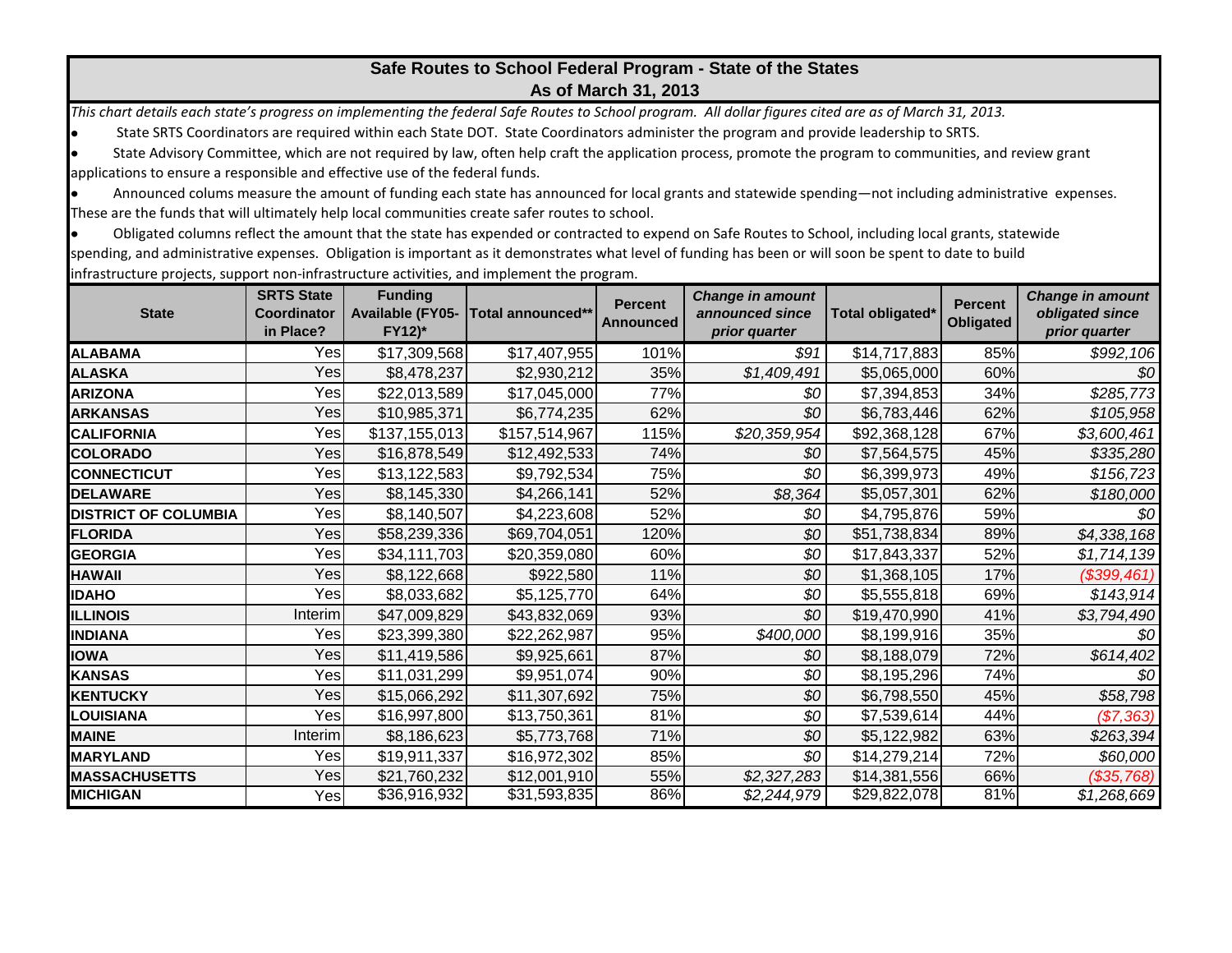# Safe Routes to School Federal Program - State of the States

## As of March 31, 2013

*This chart details each state's progress on implementing the federal Safe Routes to School program. All dollar figures cited are as of March 31, 2013.*

- State SRTS Coordinators are required within each State DOT. State Coordinators administer the program and provide leadership to SRTS.
- State Advisory Committee, which are not required by law, often help craft the application process, promote the program to communities, and review grant applications to ensure a responsible and effective use of the federal funds.
- Announced colums measure the amount of funding each state has announced for local grants and statewide spending—not including administrative expenses. These are the funds that will ultimately help local communities create safer routes to school.
- Obligated columns reflect the amount that the state has expended or contracted to expend on Safe Routes to School, including local grants, statewide spending, and administrative expenses. Obligation is important as it demonstrates what level of funding has been or will soon be spent to date to build infrastructure projects, support non-infrastructure activities, and implement the program.

| State | SRTS State Coordinator in Place? | Funding Available (FY05-FY12)* | Total announced** | Percent Announced | *Change in amount announced since prior quarter* | Total obligated* | Percent Obligated | *Change in amount obligated since prior quarter* |
|---|---|---|---|---|---|---|---|---|
| **ALABAMA** | Yes | $17,309,568 | $17,407,955 | 101% | *$91* | $14,717,883 | 85% | *$992,106* |
| **ALASKA** | Yes | $8,478,237 | $2,930,212 | 35% | *$1,409,491* | $5,065,000 | 60% | *$0* |
| **ARIZONA** | Yes | $22,013,589 | $17,045,000 | 77% | *$0* | $7,394,853 | 34% | *$285,773* |
| **ARKANSAS** | Yes | $10,985,371 | $6,774,235 | 62% | *$0* | $6,783,446 | 62% | *$105,958* |
| **CALIFORNIA** | Yes | $137,155,013 | $157,514,967 | 115% | *$20,359,954* | $92,368,128 | 67% | *$3,600,461* |
| **COLORADO** | Yes | $16,878,549 | $12,492,533 | 74% | *$0* | $7,564,575 | 45% | *$335,280* |
| **CONNECTICUT** | Yes | $13,122,583 | $9,792,534 | 75% | *$0* | $6,399,973 | 49% | *$156,723* |
| **DELAWARE** | Yes | $8,145,330 | $4,266,141 | 52% | *$8,364* | $5,057,301 | 62% | *$180,000* |
| **DISTRICT OF COLUMBIA** | Yes | $8,140,507 | $4,223,608 | 52% | *$0* | $4,795,876 | 59% | *$0* |
| **FLORIDA** | Yes | $58,239,336 | $69,704,051 | 120% | *$0* | $51,738,834 | 89% | *$4,338,168* |
| **GEORGIA** | Yes | $34,111,703 | $20,359,080 | 60% | *$0* | $17,843,337 | 52% | *$1,714,139* |
| **HAWAII** | Yes | $8,122,668 | $922,580 | 11% | *$0* | $1,368,105 | 17% | *($399,461)* |
| **IDAHO** | Yes | $8,033,682 | $5,125,770 | 64% | *$0* | $5,555,818 | 69% | *$143,914* |
| **ILLINOIS** | Interim | $47,009,829 | $43,832,069 | 93% | *$0* | $19,470,990 | 41% | *$3,794,490* |
| **INDIANA** | Yes | $23,399,380 | $22,262,987 | 95% | *$400,000* | $8,199,916 | 35% | *$0* |
| **IOWA** | Yes | $11,419,586 | $9,925,661 | 87% | *$0* | $8,188,079 | 72% | *$614,402* |
| **KANSAS** | Yes | $11,031,299 | $9,951,074 | 90% | *$0* | $8,195,296 | 74% | *$0* |
| **KENTUCKY** | Yes | $15,066,292 | $11,307,692 | 75% | *$0* | $6,798,550 | 45% | *$58,798* |
| **LOUISIANA** | Yes | $16,997,800 | $13,750,361 | 81% | *$0* | $7,539,614 | 44% | *($7,363)* |
| **MAINE** | Interim | $8,186,623 | $5,773,768 | 71% | *$0* | $5,122,982 | 63% | *$263,394* |
| **MARYLAND** | Yes | $19,911,337 | $16,972,302 | 85% | *$0* | $14,279,214 | 72% | *$60,000* |
| **MASSACHUSETTS** | Yes | $21,760,232 | $12,001,910 | 55% | *$2,327,283* | $14,381,556 | 66% | *($35,768)* |
| **MICHIGAN** | Yes | $36,916,932 | $31,593,835 | 86% | *$2,244,979* | $29,822,078 | 81% | *$1,268,669* |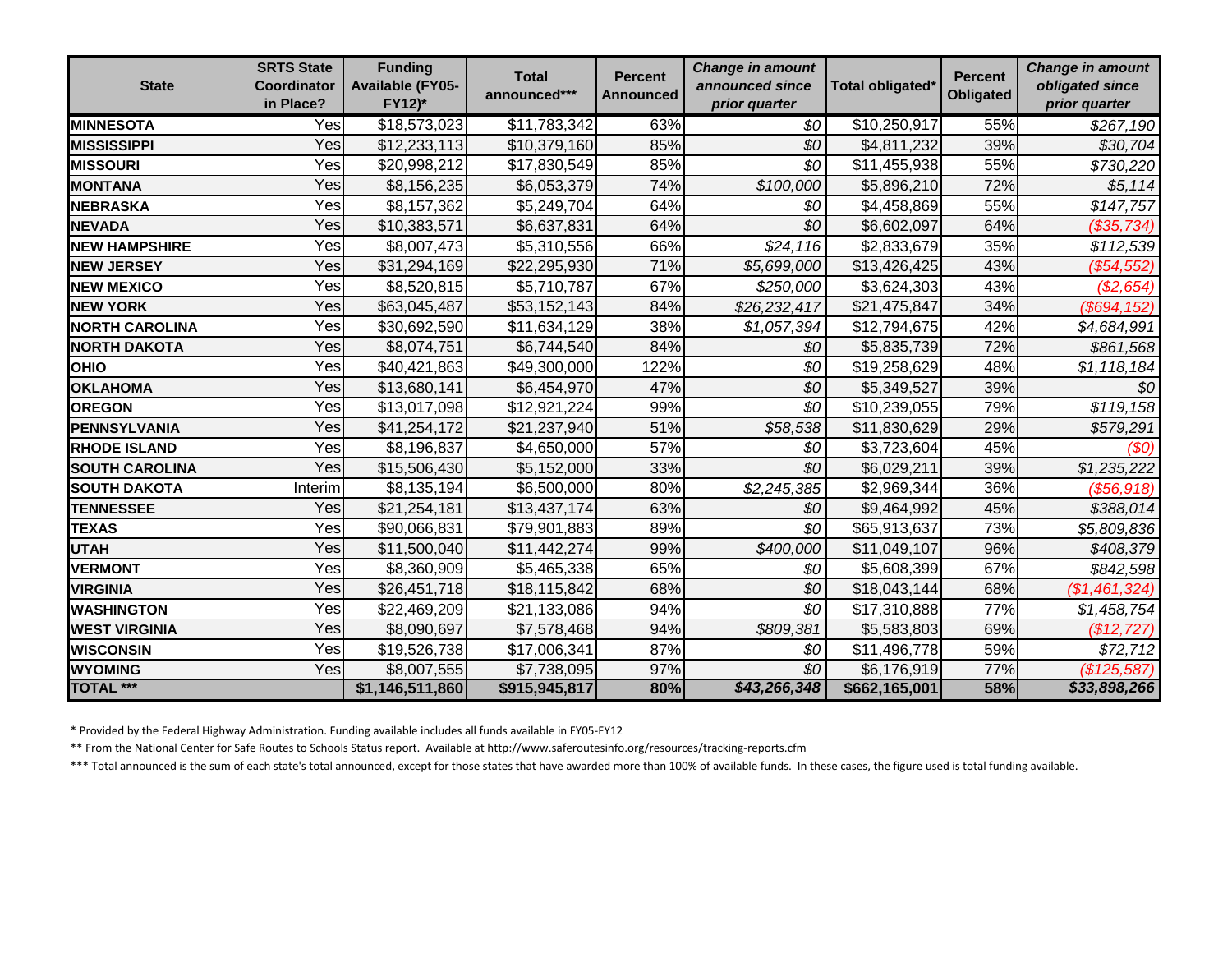| State | SRTS State Coordinator in Place? | Funding Available (FY05-FY12)* | Total announced*** | Percent Announced | *Change in amount announced since prior quarter* | Total obligated* | Percent Obligated | *Change in amount obligated since prior quarter* |
|---|---|---|---|---|---|---|---|---|
| **MINNESOTA** | Yes | $18,573,023 | $11,783,342 | 63% | *$0* | $10,250,917 | 55% | *$267,190* |
| **MISSISSIPPI** | Yes | $12,233,113 | $10,379,160 | 85% | *$0* | $4,811,232 | 39% | *$30,704* |
| **MISSOURI** | Yes | $20,998,212 | $17,830,549 | 85% | *$0* | $11,455,938 | 55% | *$730,220* |
| **MONTANA** | Yes | $8,156,235 | $6,053,379 | 74% | *$100,000* | $5,896,210 | 72% | *$5,114* |
| **NEBRASKA** | Yes | $8,157,362 | $5,249,704 | 64% | *$0* | $4,458,869 | 55% | *$147,757* |
| **NEVADA** | Yes | $10,383,571 | $6,637,831 | 64% | *$0* | $6,602,097 | 64% | *($35,734)* |
| **NEW HAMPSHIRE** | Yes | $8,007,473 | $5,310,556 | 66% | *$24,116* | $2,833,679 | 35% | *$112,539* |
| **NEW JERSEY** | Yes | $31,294,169 | $22,295,930 | 71% | *$5,699,000* | $13,426,425 | 43% | *($54,552)* |
| **NEW MEXICO** | Yes | $8,520,815 | $5,710,787 | 67% | *$250,000* | $3,624,303 | 43% | *($2,654)* |
| **NEW YORK** | Yes | $63,045,487 | $53,152,143 | 84% | *$26,232,417* | $21,475,847 | 34% | *($694,152)* |
| **NORTH CAROLINA** | Yes | $30,692,590 | $11,634,129 | 38% | *$1,057,394* | $12,794,675 | 42% | *$4,684,991* |
| **NORTH DAKOTA** | Yes | $8,074,751 | $6,744,540 | 84% | *$0* | $5,835,739 | 72% | *$861,568* |
| **OHIO** | Yes | $40,421,863 | $49,300,000 | 122% | *$0* | $19,258,629 | 48% | *$1,118,184* |
| **OKLAHOMA** | Yes | $13,680,141 | $6,454,970 | 47% | *$0* | $5,349,527 | 39% | *$0* |
| **OREGON** | Yes | $13,017,098 | $12,921,224 | 99% | *$0* | $10,239,055 | 79% | *$119,158* |
| **PENNSYLVANIA** | Yes | $41,254,172 | $21,237,940 | 51% | *$58,538* | $11,830,629 | 29% | *$579,291* |
| **RHODE ISLAND** | Yes | $8,196,837 | $4,650,000 | 57% | *$0* | $3,723,604 | 45% | *($0)* |
| **SOUTH CAROLINA** | Yes | $15,506,430 | $5,152,000 | 33% | *$0* | $6,029,211 | 39% | *$1,235,222* |
| **SOUTH DAKOTA** | Interim | $8,135,194 | $6,500,000 | 80% | *$2,245,385* | $2,969,344 | 36% | *($56,918)* |
| **TENNESSEE** | Yes | $21,254,181 | $13,437,174 | 63% | *$0* | $9,464,992 | 45% | *$388,014* |
| **TEXAS** | Yes | $90,066,831 | $79,901,883 | 89% | *$0* | $65,913,637 | 73% | *$5,809,836* |
| **UTAH** | Yes | $11,500,040 | $11,442,274 | 99% | *$400,000* | $11,049,107 | 96% | *$408,379* |
| **VERMONT** | Yes | $8,360,909 | $5,465,338 | 65% | *$0* | $5,608,399 | 67% | *$842,598* |
| **VIRGINIA** | Yes | $26,451,718 | $18,115,842 | 68% | *$0* | $18,043,144 | 68% | *($1,461,324)* |
| **WASHINGTON** | Yes | $22,469,209 | $21,133,086 | 94% | *$0* | $17,310,888 | 77% | *$1,458,754* |
| **WEST VIRGINIA** | Yes | $8,090,697 | $7,578,468 | 94% | *$809,381* | $5,583,803 | 69% | *($12,727)* |
| **WISCONSIN** | Yes | $19,526,738 | $17,006,341 | 87% | *$0* | $11,496,778 | 59% | *$72,712* |
| **WYOMING** | Yes | $8,007,555 | $7,738,095 | 97% | *$0* | $6,176,919 | 77% | *($125,587)* |
| **TOTAL *** ** | | **$1,146,511,860** | **$915,945,817** | **80%** | ***$43,266,348*** | **$662,165,001** | **58%** | ***$33,898,266*** |

* Provided by the Federal Highway Administration. Funding available includes all funds available in FY05-FY12

** From the National Center for Safe Routes to Schools Status report. Available at http://www.saferoutesinfo.org/resources/tracking-reports.cfm

*** Total announced is the sum of each state's total announced, except for those states that have awarded more than 100% of available funds. In these cases, the figure used is total funding available.